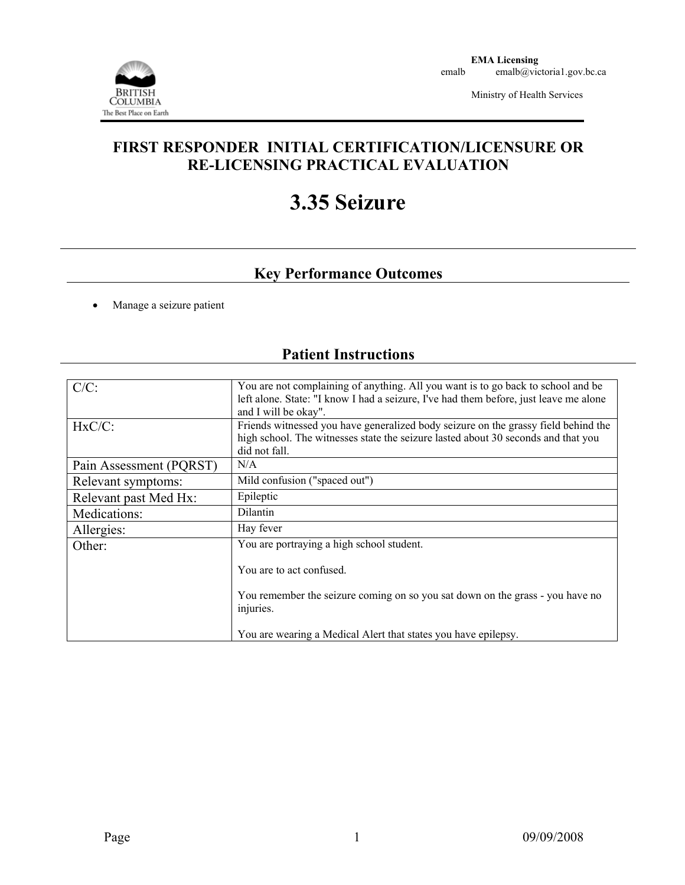**EMA Licensing**
emalb emalb@victoria1.gov.bc.ca

Ministry of Health Services

# FIRST RESPONDER INITIAL CERTIFICATION/LICENSURE OR RE-LICENSING PRACTICAL EVALUATION

# 3.35 Seizure

## Key Performance Outcomes

- Manage a seizure patient

## Patient Instructions

| | |
|---|---|
| C/C: | You are not complaining of anything. All you want is to go back to school and be left alone. State: "I know I had a seizure, I've had them before, just leave me alone and I will be okay". |
| HxC/C: | Friends witnessed you have generalized body seizure on the grassy field behind the high school. The witnesses state the seizure lasted about 30 seconds and that you did not fall. |
| Pain Assessment (PQRST) | N/A |
| Relevant symptoms: | Mild confusion ("spaced out") |
| Relevant past Med Hx: | Epileptic |
| Medications: | Dilantin |
| Allergies: | Hay fever |
| Other: | You are portraying a high school student.<br><br>You are to act confused.<br><br>You remember the seizure coming on so you sat down on the grass - you have no injuries.<br><br>You are wearing a Medical Alert that states you have epilepsy. |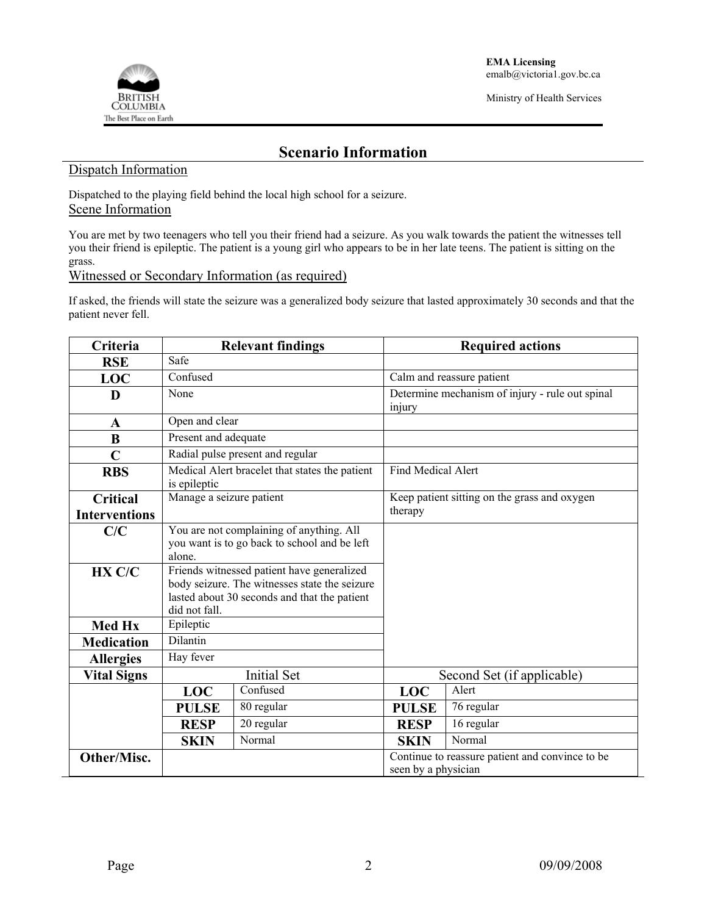EMA Licensing
emalb@victoria1.gov.bc.ca

Ministry of Health Services

# Scenario Information

## Dispatch Information

Dispatched to the playing field behind the local high school for a seizure.

## Scene Information

You are met by two teenagers who tell you their friend had a seizure. As you walk towards the patient the witnesses tell you their friend is epileptic. The patient is a young girl who appears to be in her late teens. The patient is sitting on the grass.

## Witnessed or Secondary Information (as required)

If asked, the friends will state the seizure was a generalized body seizure that lasted approximately 30 seconds and that the patient never fell.

| Criteria | Relevant findings | | Required actions | |
|---|---|---|---|---|
| RSE | Safe | | | |
| LOC | Confused | | Calm and reassure patient | |
| D | None | | Determine mechanism of injury - rule out spinal injury | |
| A | Open and clear | | | |
| B | Present and adequate | | | |
| C | Radial pulse present and regular | | | |
| RBS | Medical Alert bracelet that states the patient is epileptic | | Find Medical Alert | |
| Critical Interventions | Manage a seizure patient | | Keep patient sitting on the grass and oxygen therapy | |
| C/C | You are not complaining of anything. All you want is to go back to school and be left alone. | | | |
| HX C/C | Friends witnessed patient have generalized body seizure. The witnesses state the seizure lasted about 30 seconds and that the patient did not fall. | | | |
| Med Hx | Epileptic | | | |
| Medication | Dilantin | | | |
| Allergies | Hay fever | | | |
| Vital Signs | Initial Set | | Second Set (if applicable) | |
| | LOC | Confused | LOC | Alert |
| | PULSE | 80 regular | PULSE | 76 regular |
| | RESP | 20 regular | RESP | 16 regular |
| | SKIN | Normal | SKIN | Normal |
| Other/Misc. | | | Continue to reassure patient and convince to be seen by a physician | |